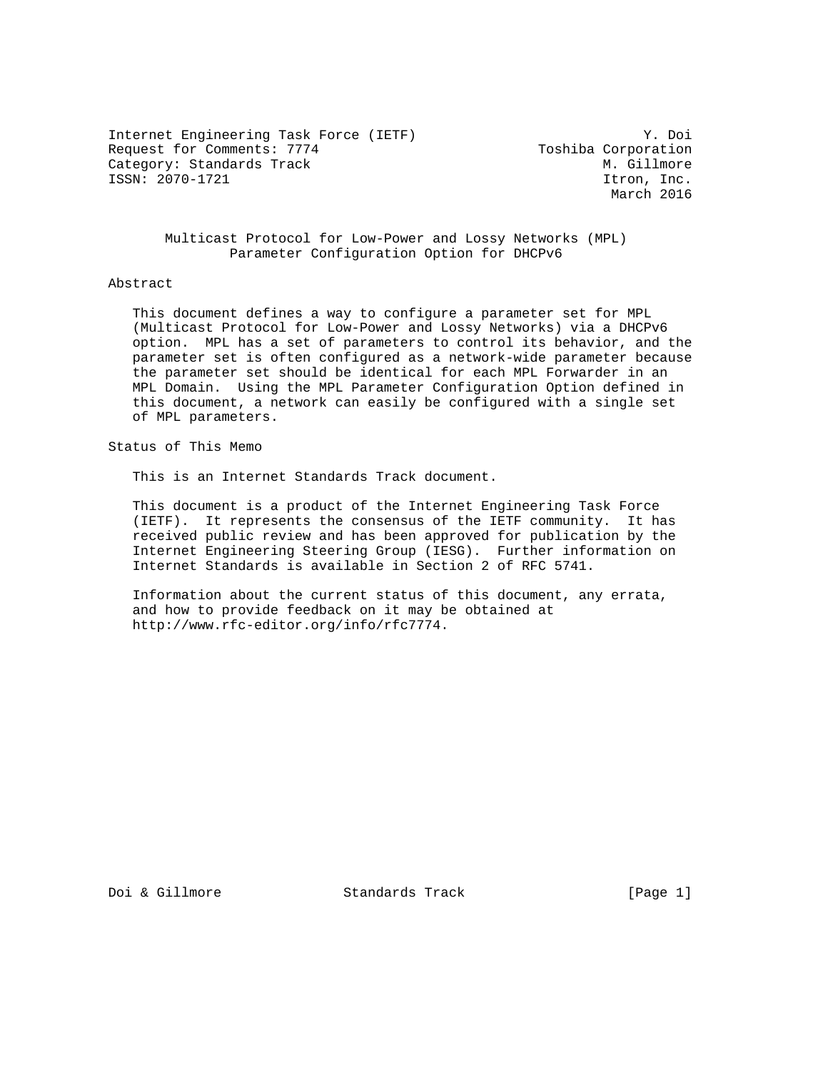Internet Engineering Task Force (IETF) Y. Doi
Request for Comments: 7774 Toshiba Corporation
Category: Standards Track M. Gillmore
ISSN: 2070-1721 Itron, Inc.
March 2016

# Multicast Protocol for Low-Power and Lossy Networks (MPL) Parameter Configuration Option for DHCPv6

## Abstract

This document defines a way to configure a parameter set for MPL (Multicast Protocol for Low-Power and Lossy Networks) via a DHCPv6 option. MPL has a set of parameters to control its behavior, and the parameter set is often configured as a network-wide parameter because the parameter set should be identical for each MPL Forwarder in an MPL Domain. Using the MPL Parameter Configuration Option defined in this document, a network can easily be configured with a single set of MPL parameters.

## Status of This Memo

This is an Internet Standards Track document.

This document is a product of the Internet Engineering Task Force (IETF). It represents the consensus of the IETF community. It has received public review and has been approved for publication by the Internet Engineering Steering Group (IESG). Further information on Internet Standards is available in Section 2 of RFC 5741.

Information about the current status of this document, any errata, and how to provide feedback on it may be obtained at http://www.rfc-editor.org/info/rfc7774.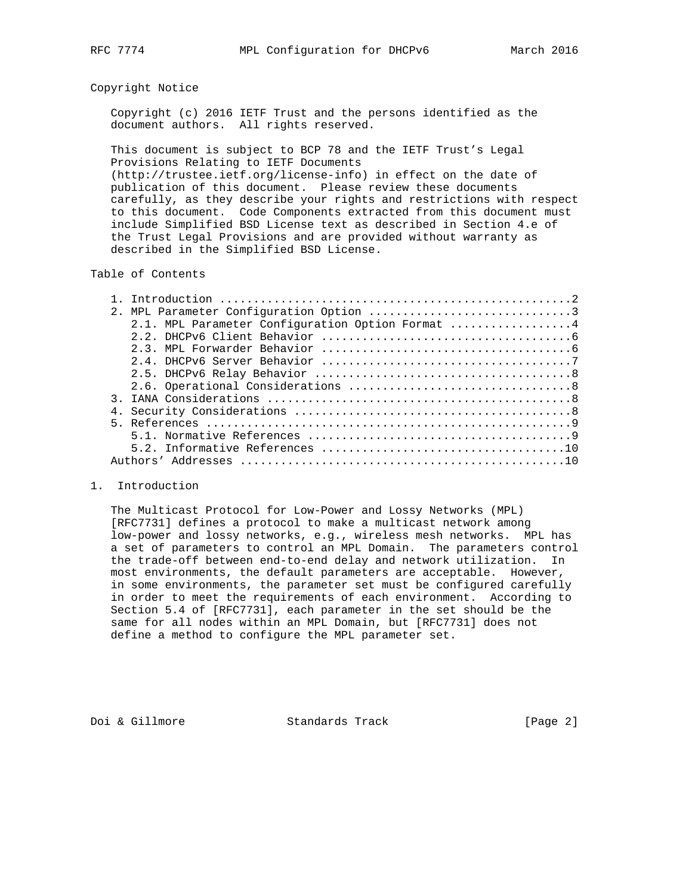## Copyright Notice

Copyright (c) 2016 IETF Trust and the persons identified as the document authors. All rights reserved.

This document is subject to BCP 78 and the IETF Trust's Legal Provisions Relating to IETF Documents (http://trustee.ietf.org/license-info) in effect on the date of publication of this document. Please review these documents carefully, as they describe your rights and restrictions with respect to this document. Code Components extracted from this document must include Simplified BSD License text as described in Section 4.e of the Trust Legal Provisions and are provided without warranty as described in the Simplified BSD License.

## Table of Contents

```
   1. Introduction ....................................................2
   2. MPL Parameter Configuration Option ..............................3
      2.1. MPL Parameter Configuration Option Format ..................4
      2.2. DHCPv6 Client Behavior .....................................6
      2.3. MPL Forwarder Behavior .....................................6
      2.4. DHCPv6 Server Behavior .....................................7
      2.5. DHCPv6 Relay Behavior ......................................8
      2.6. Operational Considerations .................................8
   3. IANA Considerations .............................................8
   4. Security Considerations .........................................8
   5. References ......................................................9
      5.1. Normative References .......................................9
      5.2. Informative References ....................................10
   Authors' Addresses ................................................10
```

## 1. Introduction

The Multicast Protocol for Low-Power and Lossy Networks (MPL) [RFC7731] defines a protocol to make a multicast network among low-power and lossy networks, e.g., wireless mesh networks. MPL has a set of parameters to control an MPL Domain. The parameters control the trade-off between end-to-end delay and network utilization. In most environments, the default parameters are acceptable. However, in some environments, the parameter set must be configured carefully in order to meet the requirements of each environment. According to Section 5.4 of [RFC7731], each parameter in the set should be the same for all nodes within an MPL Domain, but [RFC7731] does not define a method to configure the MPL parameter set.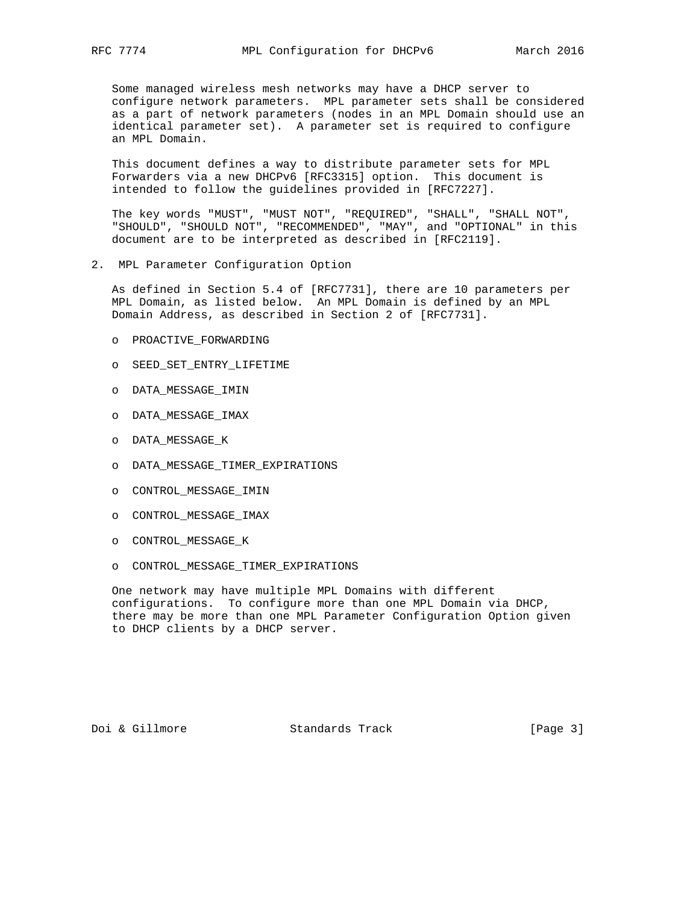Some managed wireless mesh networks may have a DHCP server to configure network parameters. MPL parameter sets shall be considered as a part of network parameters (nodes in an MPL Domain should use an identical parameter set). A parameter set is required to configure an MPL Domain.

This document defines a way to distribute parameter sets for MPL Forwarders via a new DHCPv6 [RFC3315] option. This document is intended to follow the guidelines provided in [RFC7227].

The key words "MUST", "MUST NOT", "REQUIRED", "SHALL", "SHALL NOT", "SHOULD", "SHOULD NOT", "RECOMMENDED", "MAY", and "OPTIONAL" in this document are to be interpreted as described in [RFC2119].

## 2. MPL Parameter Configuration Option

As defined in Section 5.4 of [RFC7731], there are 10 parameters per MPL Domain, as listed below. An MPL Domain is defined by an MPL Domain Address, as described in Section 2 of [RFC7731].

- PROACTIVE_FORWARDING
- SEED_SET_ENTRY_LIFETIME
- DATA_MESSAGE_IMIN
- DATA_MESSAGE_IMAX
- DATA_MESSAGE_K
- DATA_MESSAGE_TIMER_EXPIRATIONS
- CONTROL_MESSAGE_IMIN
- CONTROL_MESSAGE_IMAX
- CONTROL_MESSAGE_K
- CONTROL_MESSAGE_TIMER_EXPIRATIONS

One network may have multiple MPL Domains with different configurations. To configure more than one MPL Domain via DHCP, there may be more than one MPL Parameter Configuration Option given to DHCP clients by a DHCP server.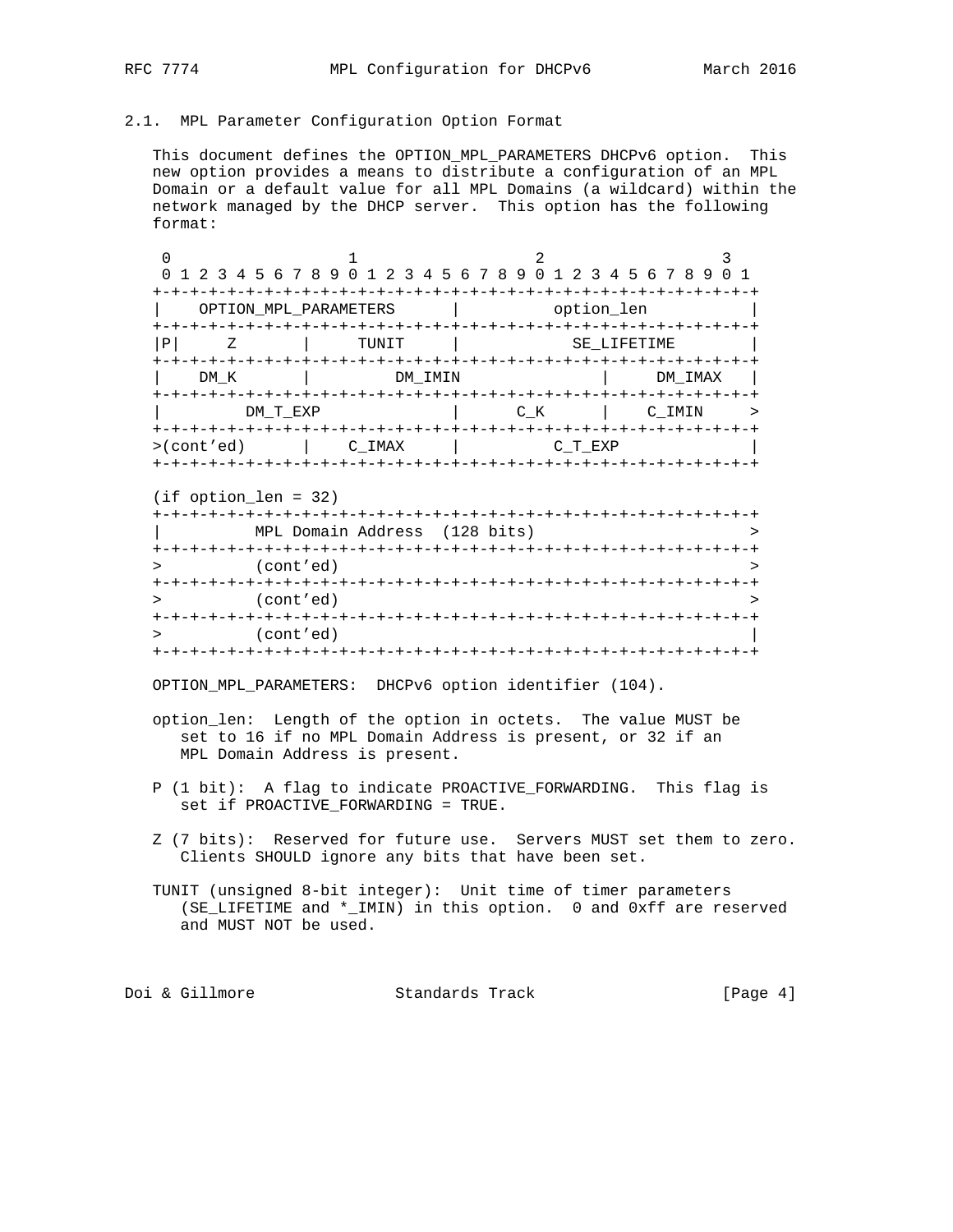### 2.1. MPL Parameter Configuration Option Format

This document defines the OPTION_MPL_PARAMETERS DHCPv6 option. This new option provides a means to distribute a configuration of an MPL Domain or a default value for all MPL Domains (a wildcard) within the network managed by the DHCP server. This option has the following format:

```
 0                   1                   2                   3
 0 1 2 3 4 5 6 7 8 9 0 1 2 3 4 5 6 7 8 9 0 1 2 3 4 5 6 7 8 9 0 1
+-+-+-+-+-+-+-+-+-+-+-+-+-+-+-+-+-+-+-+-+-+-+-+-+-+-+-+-+-+-+-+-+
|   OPTION_MPL_PARAMETERS       |          option_len           |
+-+-+-+-+-+-+-+-+-+-+-+-+-+-+-+-+-+-+-+-+-+-+-+-+-+-+-+-+-+-+-+-+
|P|     Z       |     TUNIT     |          SE_LIFETIME          |
+-+-+-+-+-+-+-+-+-+-+-+-+-+-+-+-+-+-+-+-+-+-+-+-+-+-+-+-+-+-+-+-+
|    DM_K       |         DM_IMIN               |     DM_IMAX   |
+-+-+-+-+-+-+-+-+-+-+-+-+-+-+-+-+-+-+-+-+-+-+-+-+-+-+-+-+-+-+-+-+
|         DM_T_EXP              |      C_K      |    C_IMIN     >
+-+-+-+-+-+-+-+-+-+-+-+-+-+-+-+-+-+-+-+-+-+-+-+-+-+-+-+-+-+-+-+-+
>(cont'ed)      |    C_IMAX     |          C_T_EXP              |
+-+-+-+-+-+-+-+-+-+-+-+-+-+-+-+-+-+-+-+-+-+-+-+-+-+-+-+-+-+-+-+-+

(if option_len = 32)
+-+-+-+-+-+-+-+-+-+-+-+-+-+-+-+-+-+-+-+-+-+-+-+-+-+-+-+-+-+-+-+-+
|          MPL Domain Address  (128 bits)                       >
+-+-+-+-+-+-+-+-+-+-+-+-+-+-+-+-+-+-+-+-+-+-+-+-+-+-+-+-+-+-+-+-+
>          (cont'ed)                                            >
+-+-+-+-+-+-+-+-+-+-+-+-+-+-+-+-+-+-+-+-+-+-+-+-+-+-+-+-+-+-+-+-+
>          (cont'ed)                                            >
+-+-+-+-+-+-+-+-+-+-+-+-+-+-+-+-+-+-+-+-+-+-+-+-+-+-+-+-+-+-+-+-+
>          (cont'ed)                                            |
+-+-+-+-+-+-+-+-+-+-+-+-+-+-+-+-+-+-+-+-+-+-+-+-+-+-+-+-+-+-+-+-+
```

OPTION_MPL_PARAMETERS: DHCPv6 option identifier (104).

option_len: Length of the option in octets. The value MUST be set to 16 if no MPL Domain Address is present, or 32 if an MPL Domain Address is present.

P (1 bit): A flag to indicate PROACTIVE_FORWARDING. This flag is set if PROACTIVE_FORWARDING = TRUE.

Z (7 bits): Reserved for future use. Servers MUST set them to zero. Clients SHOULD ignore any bits that have been set.

TUNIT (unsigned 8-bit integer): Unit time of timer parameters (SE_LIFETIME and *_IMIN) in this option. 0 and 0xff are reserved and MUST NOT be used.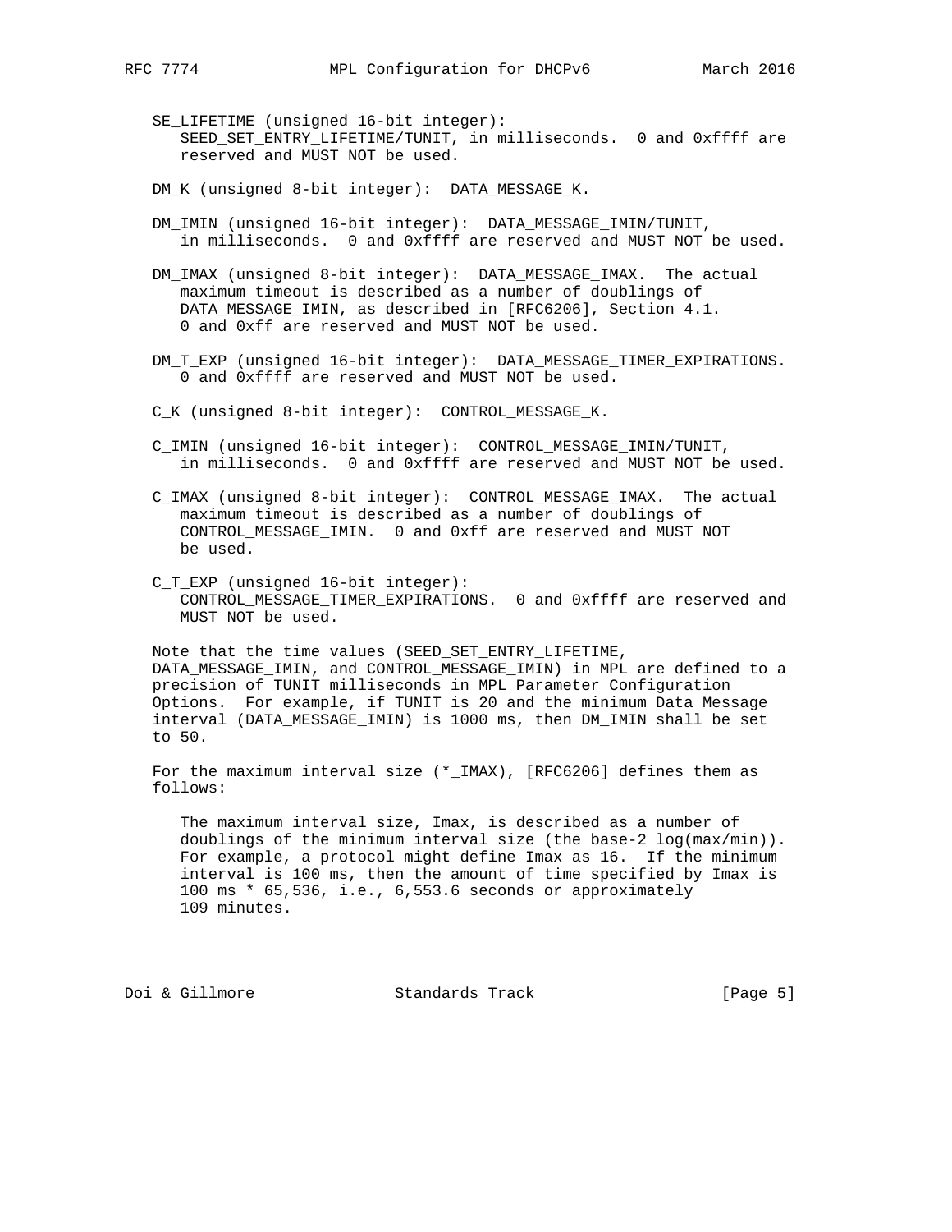SE_LIFETIME (unsigned 16-bit integer):
SEED_SET_ENTRY_LIFETIME/TUNIT, in milliseconds. 0 and 0xffff are reserved and MUST NOT be used.

DM_K (unsigned 8-bit integer): DATA_MESSAGE_K.

DM_IMIN (unsigned 16-bit integer): DATA_MESSAGE_IMIN/TUNIT, in milliseconds. 0 and 0xffff are reserved and MUST NOT be used.

DM_IMAX (unsigned 8-bit integer): DATA_MESSAGE_IMAX. The actual maximum timeout is described as a number of doublings of DATA_MESSAGE_IMIN, as described in [RFC6206], Section 4.1. 0 and 0xff are reserved and MUST NOT be used.

DM_T_EXP (unsigned 16-bit integer): DATA_MESSAGE_TIMER_EXPIRATIONS. 0 and 0xffff are reserved and MUST NOT be used.

C_K (unsigned 8-bit integer): CONTROL_MESSAGE_K.

C_IMIN (unsigned 16-bit integer): CONTROL_MESSAGE_IMIN/TUNIT, in milliseconds. 0 and 0xffff are reserved and MUST NOT be used.

C_IMAX (unsigned 8-bit integer): CONTROL_MESSAGE_IMAX. The actual maximum timeout is described as a number of doublings of CONTROL_MESSAGE_IMIN. 0 and 0xff are reserved and MUST NOT be used.

C_T_EXP (unsigned 16-bit integer):
CONTROL_MESSAGE_TIMER_EXPIRATIONS. 0 and 0xffff are reserved and MUST NOT be used.

Note that the time values (SEED_SET_ENTRY_LIFETIME, DATA_MESSAGE_IMIN, and CONTROL_MESSAGE_IMIN) in MPL are defined to a precision of TUNIT milliseconds in MPL Parameter Configuration Options. For example, if TUNIT is 20 and the minimum Data Message interval (DATA_MESSAGE_IMIN) is 1000 ms, then DM_IMIN shall be set to 50.

For the maximum interval size (*_IMAX), [RFC6206] defines them as follows:

> The maximum interval size, Imax, is described as a number of doublings of the minimum interval size (the base-2 log(max/min)). For example, a protocol might define Imax as 16. If the minimum interval is 100 ms, then the amount of time specified by Imax is 100 ms * 65,536, i.e., 6,553.6 seconds or approximately 109 minutes.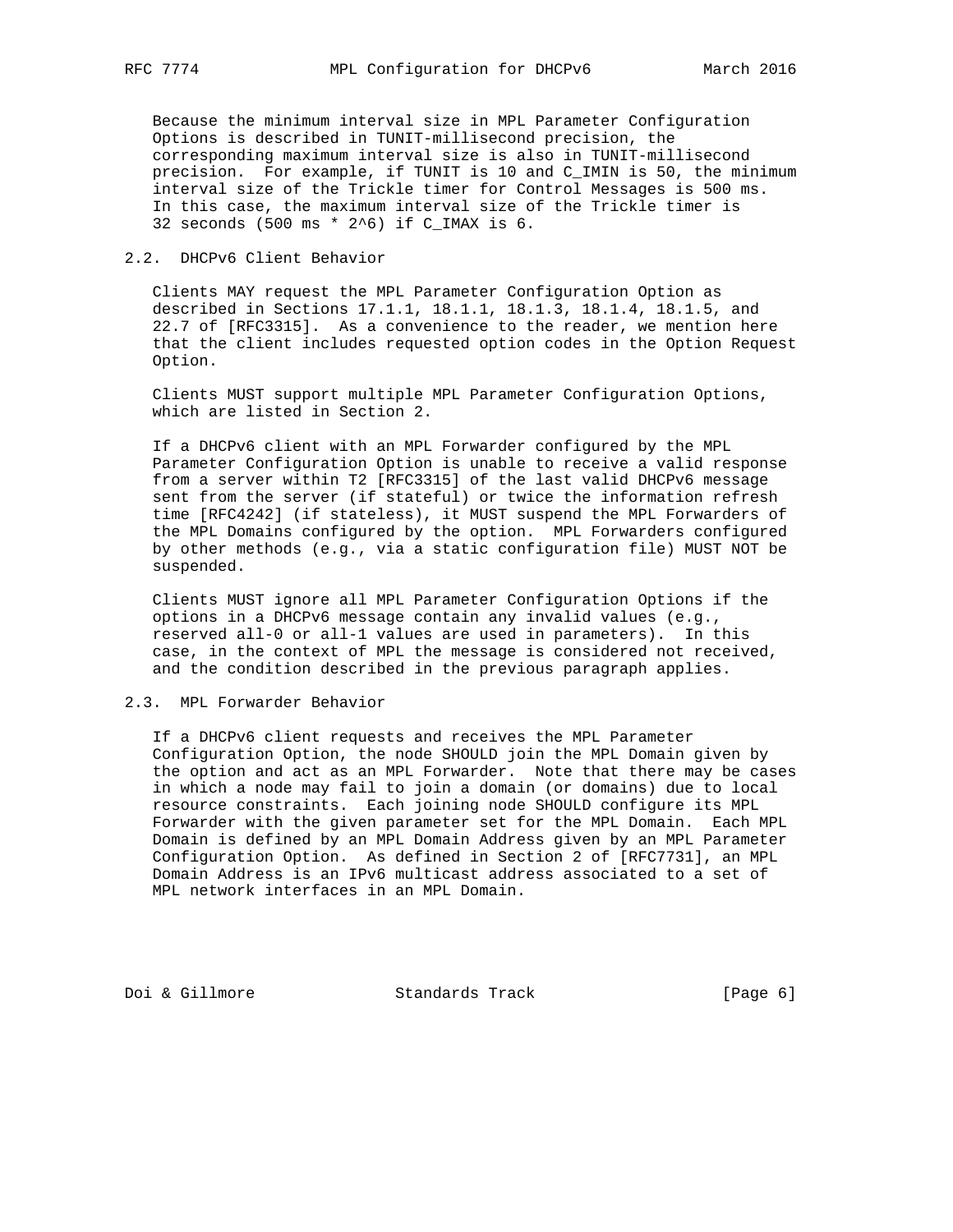Because the minimum interval size in MPL Parameter Configuration Options is described in TUNIT-millisecond precision, the corresponding maximum interval size is also in TUNIT-millisecond precision. For example, if TUNIT is 10 and C_IMIN is 50, the minimum interval size of the Trickle timer for Control Messages is 500 ms. In this case, the maximum interval size of the Trickle timer is 32 seconds (500 ms * $2^6$) if C_IMAX is 6.

## 2.2. DHCPv6 Client Behavior

Clients MAY request the MPL Parameter Configuration Option as described in Sections 17.1.1, 18.1.1, 18.1.3, 18.1.4, 18.1.5, and 22.7 of [RFC3315]. As a convenience to the reader, we mention here that the client includes requested option codes in the Option Request Option.

Clients MUST support multiple MPL Parameter Configuration Options, which are listed in Section 2.

If a DHCPv6 client with an MPL Forwarder configured by the MPL Parameter Configuration Option is unable to receive a valid response from a server within T2 [RFC3315] of the last valid DHCPv6 message sent from the server (if stateful) or twice the information refresh time [RFC4242] (if stateless), it MUST suspend the MPL Forwarders of the MPL Domains configured by the option. MPL Forwarders configured by other methods (e.g., via a static configuration file) MUST NOT be suspended.

Clients MUST ignore all MPL Parameter Configuration Options if the options in a DHCPv6 message contain any invalid values (e.g., reserved all-0 or all-1 values are used in parameters). In this case, in the context of MPL the message is considered not received, and the condition described in the previous paragraph applies.

## 2.3. MPL Forwarder Behavior

If a DHCPv6 client requests and receives the MPL Parameter Configuration Option, the node SHOULD join the MPL Domain given by the option and act as an MPL Forwarder. Note that there may be cases in which a node may fail to join a domain (or domains) due to local resource constraints. Each joining node SHOULD configure its MPL Forwarder with the given parameter set for the MPL Domain. Each MPL Domain is defined by an MPL Domain Address given by an MPL Parameter Configuration Option. As defined in Section 2 of [RFC7731], an MPL Domain Address is an IPv6 multicast address associated to a set of MPL network interfaces in an MPL Domain.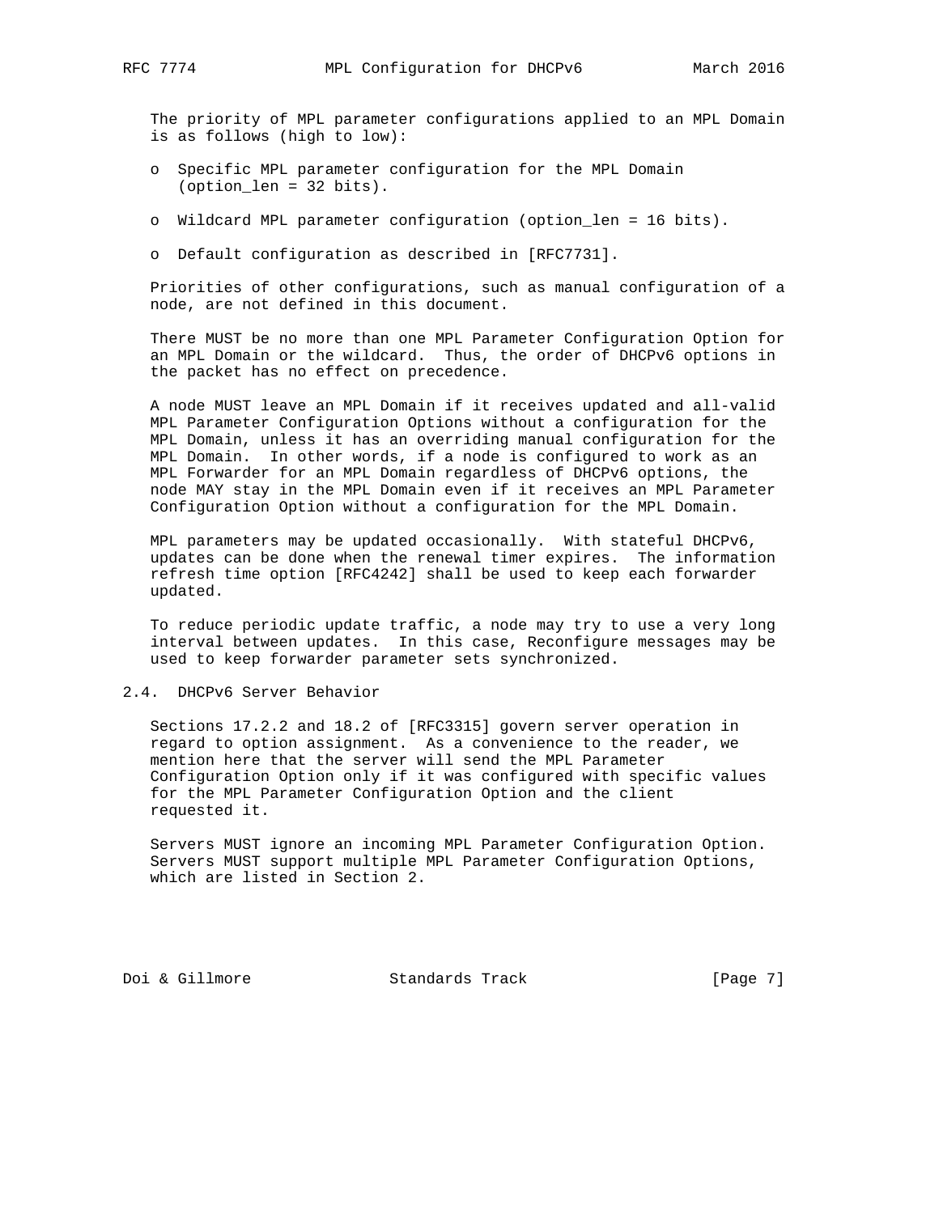The priority of MPL parameter configurations applied to an MPL Domain is as follows (high to low):

- Specific MPL parameter configuration for the MPL Domain (option_len = 32 bits).
- Wildcard MPL parameter configuration (option_len = 16 bits).
- Default configuration as described in [RFC7731].

Priorities of other configurations, such as manual configuration of a node, are not defined in this document.

There MUST be no more than one MPL Parameter Configuration Option for an MPL Domain or the wildcard. Thus, the order of DHCPv6 options in the packet has no effect on precedence.

A node MUST leave an MPL Domain if it receives updated and all-valid MPL Parameter Configuration Options without a configuration for the MPL Domain, unless it has an overriding manual configuration for the MPL Domain. In other words, if a node is configured to work as an MPL Forwarder for an MPL Domain regardless of DHCPv6 options, the node MAY stay in the MPL Domain even if it receives an MPL Parameter Configuration Option without a configuration for the MPL Domain.

MPL parameters may be updated occasionally. With stateful DHCPv6, updates can be done when the renewal timer expires. The information refresh time option [RFC4242] shall be used to keep each forwarder updated.

To reduce periodic update traffic, a node may try to use a very long interval between updates. In this case, Reconfigure messages may be used to keep forwarder parameter sets synchronized.

## 2.4. DHCPv6 Server Behavior

Sections 17.2.2 and 18.2 of [RFC3315] govern server operation in regard to option assignment. As a convenience to the reader, we mention here that the server will send the MPL Parameter Configuration Option only if it was configured with specific values for the MPL Parameter Configuration Option and the client requested it.

Servers MUST ignore an incoming MPL Parameter Configuration Option. Servers MUST support multiple MPL Parameter Configuration Options, which are listed in Section 2.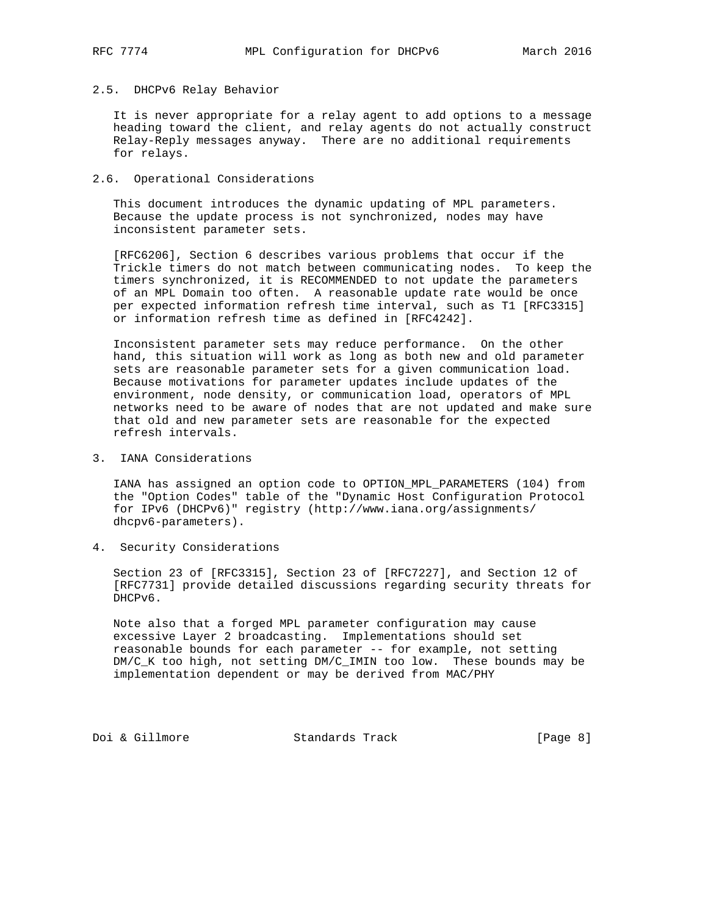## 2.5. DHCPv6 Relay Behavior

It is never appropriate for a relay agent to add options to a message heading toward the client, and relay agents do not actually construct Relay-Reply messages anyway. There are no additional requirements for relays.

## 2.6. Operational Considerations

This document introduces the dynamic updating of MPL parameters. Because the update process is not synchronized, nodes may have inconsistent parameter sets.

[RFC6206], Section 6 describes various problems that occur if the Trickle timers do not match between communicating nodes. To keep the timers synchronized, it is RECOMMENDED to not update the parameters of an MPL Domain too often. A reasonable update rate would be once per expected information refresh time interval, such as T1 [RFC3315] or information refresh time as defined in [RFC4242].

Inconsistent parameter sets may reduce performance. On the other hand, this situation will work as long as both new and old parameter sets are reasonable parameter sets for a given communication load. Because motivations for parameter updates include updates of the environment, node density, or communication load, operators of MPL networks need to be aware of nodes that are not updated and make sure that old and new parameter sets are reasonable for the expected refresh intervals.

# 3. IANA Considerations

IANA has assigned an option code to OPTION_MPL_PARAMETERS (104) from the "Option Codes" table of the "Dynamic Host Configuration Protocol for IPv6 (DHCPv6)" registry (http://www.iana.org/assignments/dhcpv6-parameters).

# 4. Security Considerations

Section 23 of [RFC3315], Section 23 of [RFC7227], and Section 12 of [RFC7731] provide detailed discussions regarding security threats for DHCPv6.

Note also that a forged MPL parameter configuration may cause excessive Layer 2 broadcasting. Implementations should set reasonable bounds for each parameter -- for example, not setting DM/C_K too high, not setting DM/C_IMIN too low. These bounds may be implementation dependent or may be derived from MAC/PHY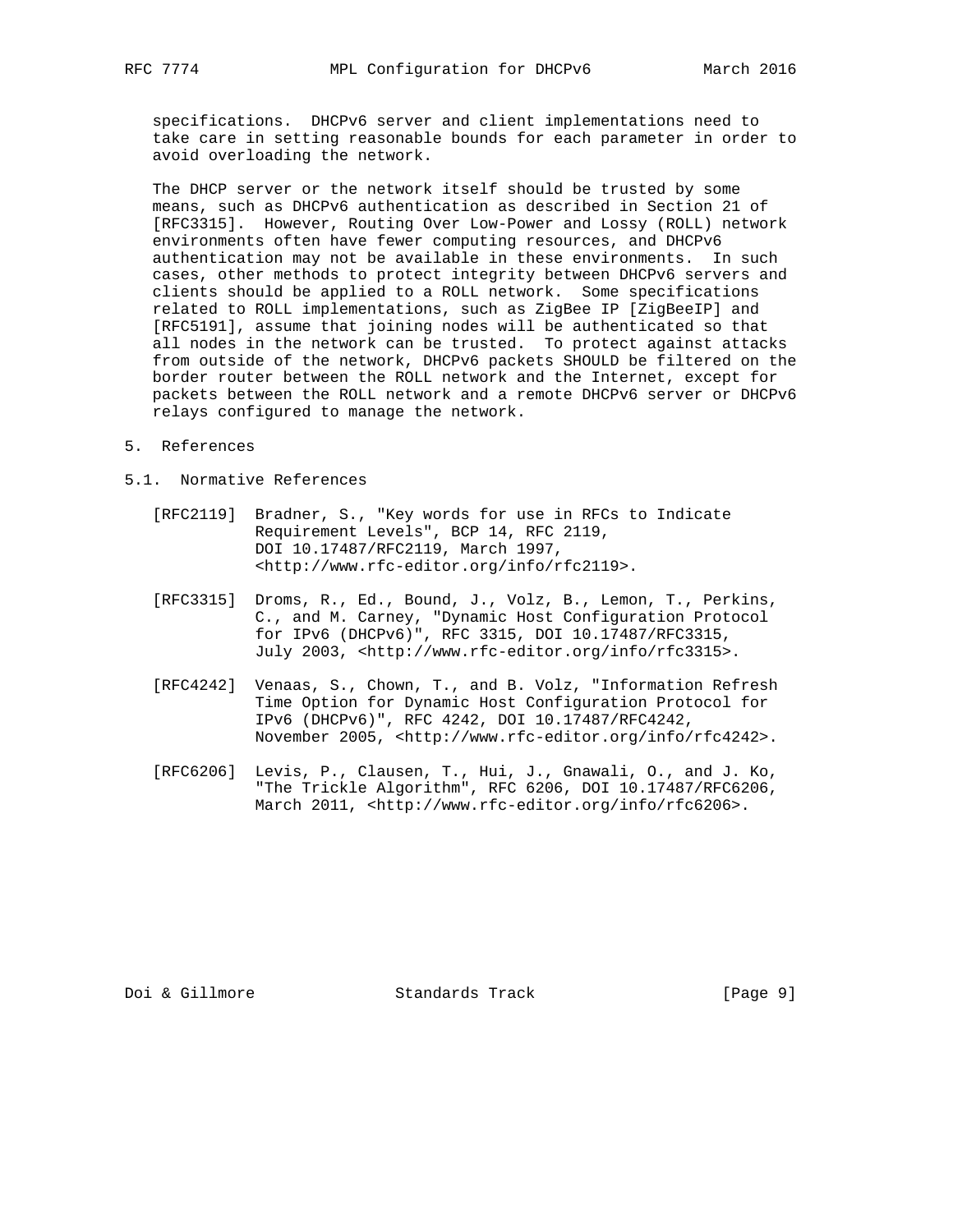specifications. DHCPv6 server and client implementations need to take care in setting reasonable bounds for each parameter in order to avoid overloading the network.

The DHCP server or the network itself should be trusted by some means, such as DHCPv6 authentication as described in Section 21 of [RFC3315]. However, Routing Over Low-Power and Lossy (ROLL) network environments often have fewer computing resources, and DHCPv6 authentication may not be available in these environments. In such cases, other methods to protect integrity between DHCPv6 servers and clients should be applied to a ROLL network. Some specifications related to ROLL implementations, such as ZigBee IP [ZigBeeIP] and [RFC5191], assume that joining nodes will be authenticated so that all nodes in the network can be trusted. To protect against attacks from outside of the network, DHCPv6 packets SHOULD be filtered on the border router between the ROLL network and the Internet, except for packets between the ROLL network and a remote DHCPv6 server or DHCPv6 relays configured to manage the network.

## 5. References

### 5.1. Normative References

[RFC2119] Bradner, S., "Key words for use in RFCs to Indicate Requirement Levels", BCP 14, RFC 2119, DOI 10.17487/RFC2119, March 1997, <http://www.rfc-editor.org/info/rfc2119>.

[RFC3315] Droms, R., Ed., Bound, J., Volz, B., Lemon, T., Perkins, C., and M. Carney, "Dynamic Host Configuration Protocol for IPv6 (DHCPv6)", RFC 3315, DOI 10.17487/RFC3315, July 2003, <http://www.rfc-editor.org/info/rfc3315>.

[RFC4242] Venaas, S., Chown, T., and B. Volz, "Information Refresh Time Option for Dynamic Host Configuration Protocol for IPv6 (DHCPv6)", RFC 4242, DOI 10.17487/RFC4242, November 2005, <http://www.rfc-editor.org/info/rfc4242>.

[RFC6206] Levis, P., Clausen, T., Hui, J., Gnawali, O., and J. Ko, "The Trickle Algorithm", RFC 6206, DOI 10.17487/RFC6206, March 2011, <http://www.rfc-editor.org/info/rfc6206>.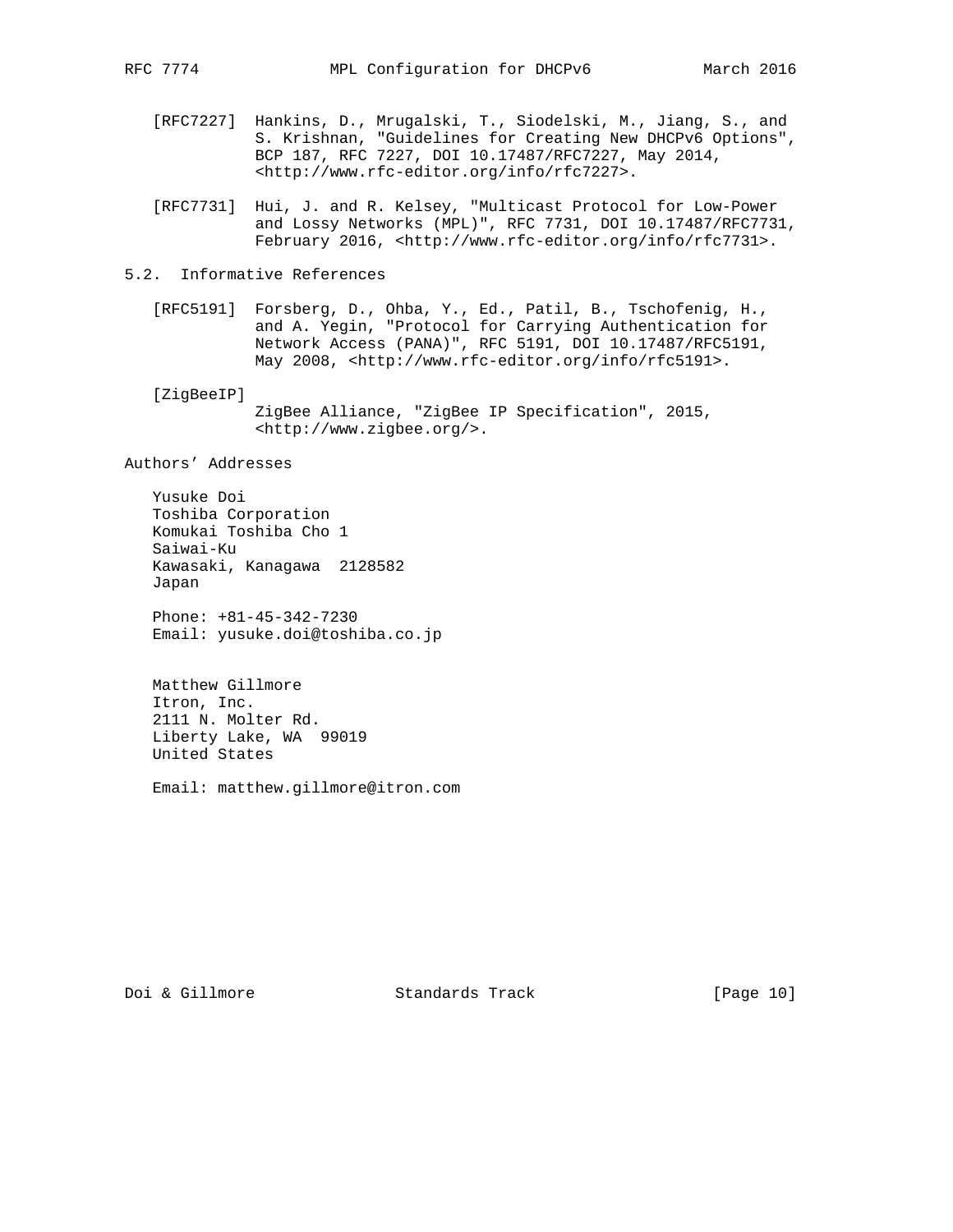[RFC7227] Hankins, D., Mrugalski, T., Siodelski, M., Jiang, S., and S. Krishnan, "Guidelines for Creating New DHCPv6 Options", BCP 187, RFC 7227, DOI 10.17487/RFC7227, May 2014, <http://www.rfc-editor.org/info/rfc7227>.

[RFC7731] Hui, J. and R. Kelsey, "Multicast Protocol for Low-Power and Lossy Networks (MPL)", RFC 7731, DOI 10.17487/RFC7731, February 2016, <http://www.rfc-editor.org/info/rfc7731>.

## 5.2. Informative References

[RFC5191] Forsberg, D., Ohba, Y., Ed., Patil, B., Tschofenig, H., and A. Yegin, "Protocol for Carrying Authentication for Network Access (PANA)", RFC 5191, DOI 10.17487/RFC5191, May 2008, <http://www.rfc-editor.org/info/rfc5191>.

[ZigBeeIP] ZigBee Alliance, "ZigBee IP Specification", 2015, <http://www.zigbee.org/>.

## Authors' Addresses

Yusuke Doi
Toshiba Corporation
Komukai Toshiba Cho 1
Saiwai-Ku
Kawasaki, Kanagawa 2128582
Japan

Phone: +81-45-342-7230
Email: yusuke.doi@toshiba.co.jp

Matthew Gillmore
Itron, Inc.
2111 N. Molter Rd.
Liberty Lake, WA 99019
United States

Email: matthew.gillmore@itron.com